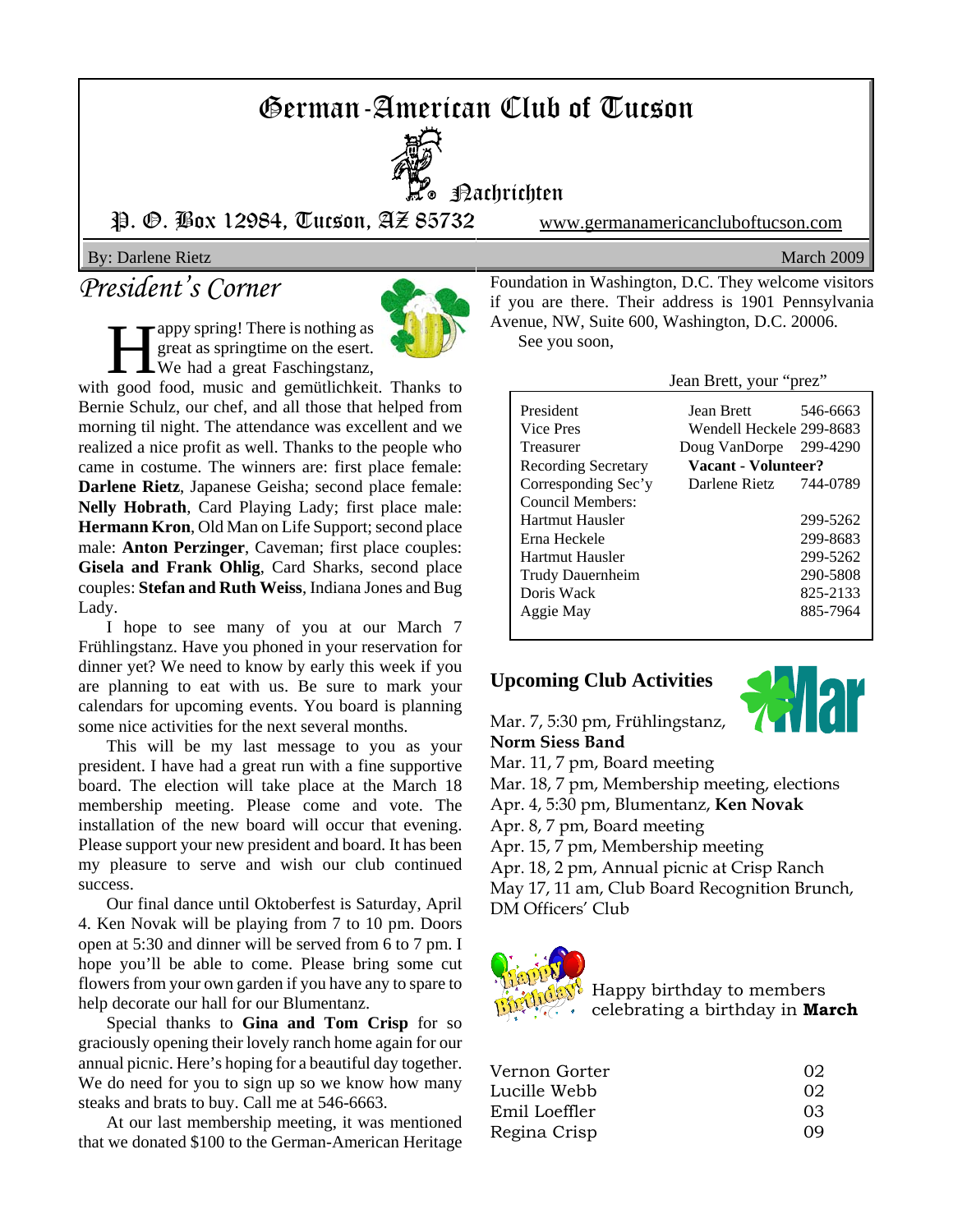# German-American Club of Tucson

Nachrichten

P. O. Box 12984, Tucson, AZ 85732 www.germanamericancluboftucson.com

By: Darlene Rietz March 2009

## President's Corner

Happy spring! There is nothing as great as springtime on the esert. We had a great Faschingstanz, with good food, music and gemütlichkeit. Thanks to Bernie Schulz, our chef, and all those that helped from morning til night. The attendance was excellent and we realized a nice profit as well. Thanks to the people who came in costume. The winners are: first place female: **Darlene Rietz**, Japanese Geisha; second place female: **Nelly Hobrath**, Card Playing Lady; first place male: **Hermann Kron**, Old Man on Life Support; second place male: **Anton Perzinger**, Caveman; first place couples: **Gisela and Frank Ohlig**, Card Sharks, second place couples: **Stefan and Ruth Weiss**, Indiana Jones and Bug Lady.

I hope to see many of you at our March 7 Frühlingstanz. Have you phoned in your reservation for dinner yet? We need to know by early this week if you are planning to eat with us. Be sure to mark your calendars for upcoming events. You board is planning some nice activities for the next several months.

This will be my last message to you as your president. I have had a great run with a fine supportive board. The election will take place at the March 18 membership meeting. Please come and vote. The installation of the new board will occur that evening. Please support your new president and board. It has been my pleasure to serve and wish our club continued success.

Our final dance until Oktoberfest is Saturday, April 4. Ken Novak will be playing from 7 to 10 pm. Doors open at 5:30 and dinner will be served from 6 to 7 pm. I hope you'll be able to come. Please bring some cut flowers from your own garden if you have any to spare to help decorate our hall for our Blumentanz.

Special thanks to **Gina and Tom Crisp** for so graciously opening their lovely ranch home again for our annual picnic. Here's hoping for a beautiful day together. We do need for you to sign up so we know how many steaks and brats to buy. Call me at 546-6663.

At our last membership meeting, it was mentioned that we donated $100 to the German-American Heritage Foundation in Washington, D.C. They welcome visitors if you are there. Their address is 1901 Pennsylvania Avenue, NW, Suite 600, Washington, D.C. 20006.

See you soon,

Jean Brett, your "prez"

| | | |
|---|---|---|
| President | Jean Brett | 546-6663 |
| Vice Pres | Wendell Heckele | 299-8683 |
| Treasurer | Doug VanDorpe | 299-4290 |
| Recording Secretary | **Vacant - Volunteer?** | |
| Corresponding Sec'y | Darlene Rietz | 744-0789 |
| Council Members: | | |
| Hartmut Hausler | | 299-5262 |
| Erna Heckele | | 299-8683 |
| Hartmut Hausler | | 299-5262 |
| Trudy Dauernheim | | 290-5808 |
| Doris Wack | | 825-2133 |
| Aggie May | | 885-7964 |

### Upcoming Club Activities

Mar. 7, 5:30 pm, Frühlingstanz, **Norm Siess Band**
Mar. 11, 7 pm, Board meeting
Mar. 18, 7 pm, Membership meeting, elections
Apr. 4, 5:30 pm, Blumentanz, **Ken Novak**
Apr. 8, 7 pm, Board meeting
Apr. 15, 7 pm, Membership meeting
Apr. 18, 2 pm, Annual picnic at Crisp Ranch
May 17, 11 am, Club Board Recognition Brunch, DM Officers' Club

Happy birthday to members celebrating a birthday in **March**

| | |
|---|---|
| Vernon Gorter | 02 |
| Lucille Webb | 02 |
| Emil Loeffler | 03 |
| Regina Crisp | 09 |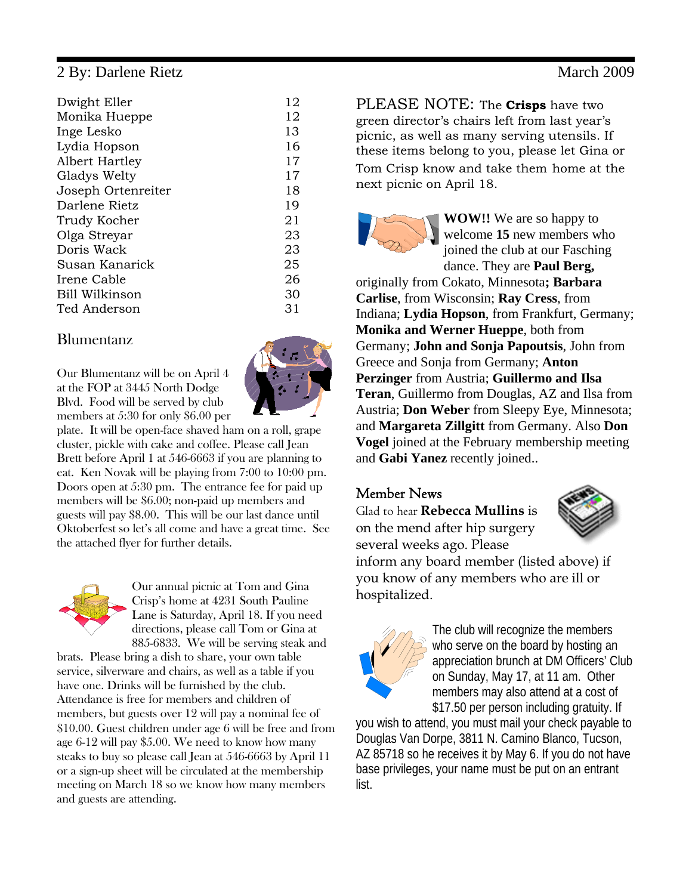| | |
|---|---|
| Dwight Eller | 12 |
| Monika Hueppe | 12 |
| Inge Lesko | 13 |
| Lydia Hopson | 16 |
| Albert Hartley | 17 |
| Gladys Welty | 17 |
| Joseph Ortenreiter | 18 |
| Darlene Rietz | 19 |
| Trudy Kocher | 21 |
| Olga Streyar | 23 |
| Doris Wack | 23 |
| Susan Kanarick | 25 |
| Irene Cable | 26 |
| Bill Wilkinson | 30 |
| Ted Anderson | 31 |

## Blumentanz

Our Blumentanz will be on April 4 at the FOP at 3445 North Dodge Blvd. Food will be served by club members at 5:30 for only $6.00 per plate. It will be open-face shaved ham on a roll, grape cluster, pickle with cake and coffee. Please call Jean Brett before April 1 at 546-6663 if you are planning to eat. Ken Novak will be playing from 7:00 to 10:00 pm. Doors open at 5:30 pm. The entrance fee for paid up members will be $6.00; non-paid up members and guests will pay $8.00. This will be our last dance until Oktoberfest so let's all come and have a great time. See the attached flyer for further details.

Our annual picnic at Tom and Gina Crisp's home at 4231 South Pauline Lane is Saturday, April 18. If you need directions, please call Tom or Gina at 885-6833. We will be serving steak and brats. Please bring a dish to share, your own table service, silverware and chairs, as well as a table if you have one. Drinks will be furnished by the club. Attendance is free for members and children of members, but guests over 12 will pay a nominal fee of $10.00. Guest children under age 6 will be free and from age 6-12 will pay $5.00. We need to know how many steaks to buy so please call Jean at 546-6663 by April 11 or a sign-up sheet will be circulated at the membership meeting on March 18 so we know how many members and guests are attending.

PLEASE NOTE: The **Crisps** have two green director's chairs left from last year's picnic, as well as many serving utensils. If these items belong to you, please let Gina or Tom Crisp know and take them home at the next picnic on April 18.

**WOW!!** We are so happy to welcome **15** new members who joined the club at our Fasching dance. They are **Paul Berg,** originally from Cokato, Minnesota**; Barbara Carlise**, from Wisconsin; **Ray Cress**, from Indiana; **Lydia Hopson**, from Frankfurt, Germany; **Monika and Werner Hueppe**, both from Germany; **John and Sonja Papoutsis**, John from Greece and Sonja from Germany; **Anton Perzinger** from Austria; **Guillermo and Ilsa Teran**, Guillermo from Douglas, AZ and Ilsa from Austria; **Don Weber** from Sleepy Eye, Minnesota; and **Margareta Zillgitt** from Germany. Also **Don Vogel** joined at the February membership meeting and **Gabi Yanez** recently joined..

## Member News

Glad to hear **Rebecca Mullins** is on the mend after hip surgery several weeks ago. Please inform any board member (listed above) if you know of any members who are ill or hospitalized.

The club will recognize the members who serve on the board by hosting an appreciation brunch at DM Officers' Club on Sunday, May 17, at 11 am. Other members may also attend at a cost of $17.50 per person including gratuity. If you wish to attend, you must mail your check payable to Douglas Van Dorpe, 3811 N. Camino Blanco, Tucson, AZ 85718 so he receives it by May 6. If you do not have base privileges, your name must be put on an entrant list.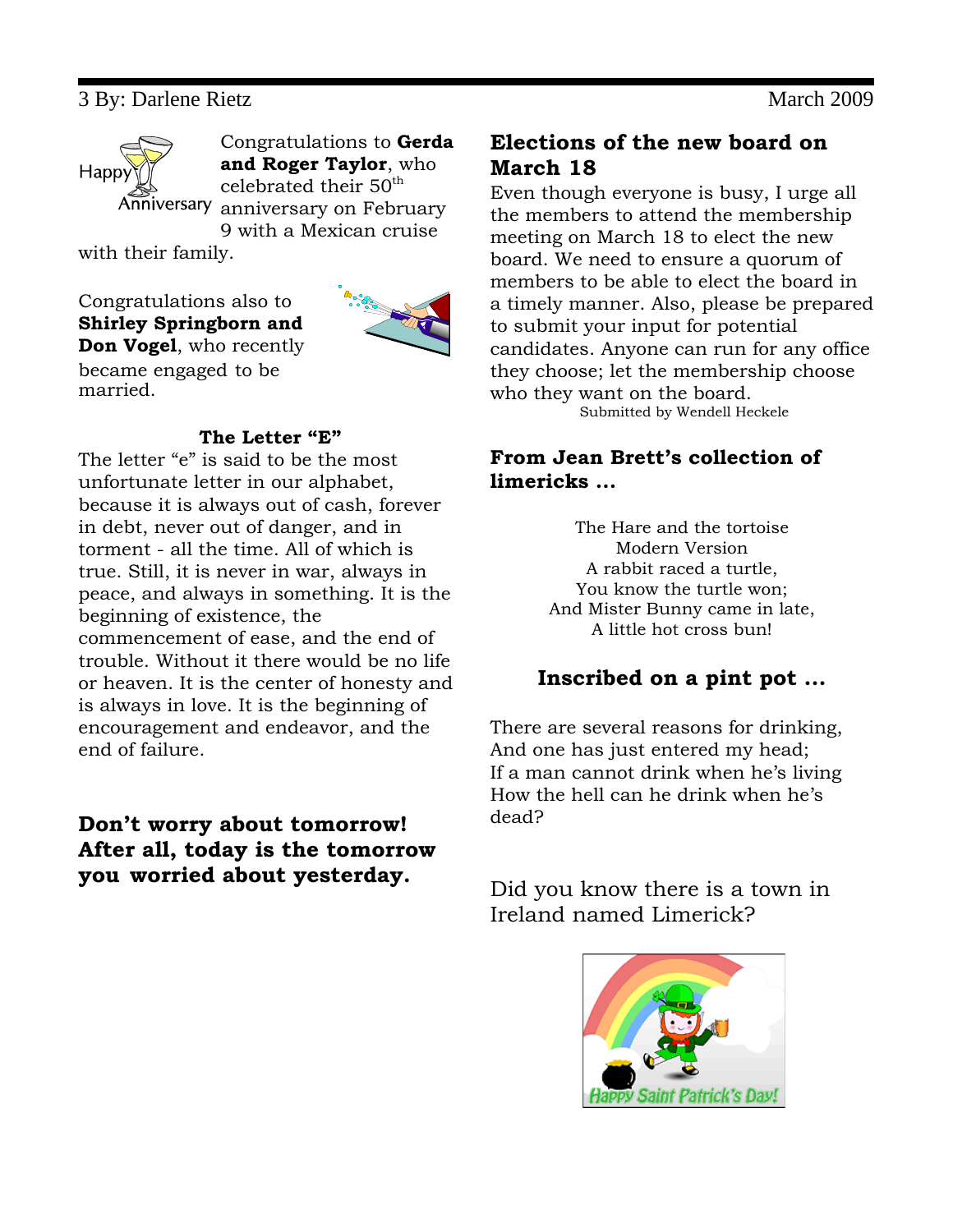Congratulations to **Gerda and Roger Taylor**, who celebrated their 50th anniversary on February 9 with a Mexican cruise with their family.

Congratulations also to **Shirley Springborn and Don Vogel**, who recently became engaged to be married.

**The Letter "E"**

The letter "e" is said to be the most unfortunate letter in our alphabet, because it is always out of cash, forever in debt, never out of danger, and in torment - all the time. All of which is true. Still, it is never in war, always in peace, and always in something. It is the beginning of existence, the commencement of ease, and the end of trouble. Without it there would be no life or heaven. It is the center of honesty and is always in love. It is the beginning of encouragement and endeavor, and the end of failure.

**Don't worry about tomorrow! After all, today is the tomorrow you worried about yesterday.**

## Elections of the new board on March 18

Even though everyone is busy, I urge all the members to attend the membership meeting on March 18 to elect the new board. We need to ensure a quorum of members to be able to elect the board in a timely manner. Also, please be prepared to submit your input for potential candidates. Anyone can run for any office they choose; let the membership choose who they want on the board.

Submitted by Wendell Heckele

## From Jean Brett's collection of limericks …

The Hare and the tortoise
Modern Version
A rabbit raced a turtle,
You know the turtle won;
And Mister Bunny came in late,
A little hot cross bun!

## Inscribed on a pint pot …

There are several reasons for drinking,
And one has just entered my head;
If a man cannot drink when he's living
How the hell can he drink when he's dead?

Did you know there is a town in Ireland named Limerick?

Happy Saint Patrick's Day!